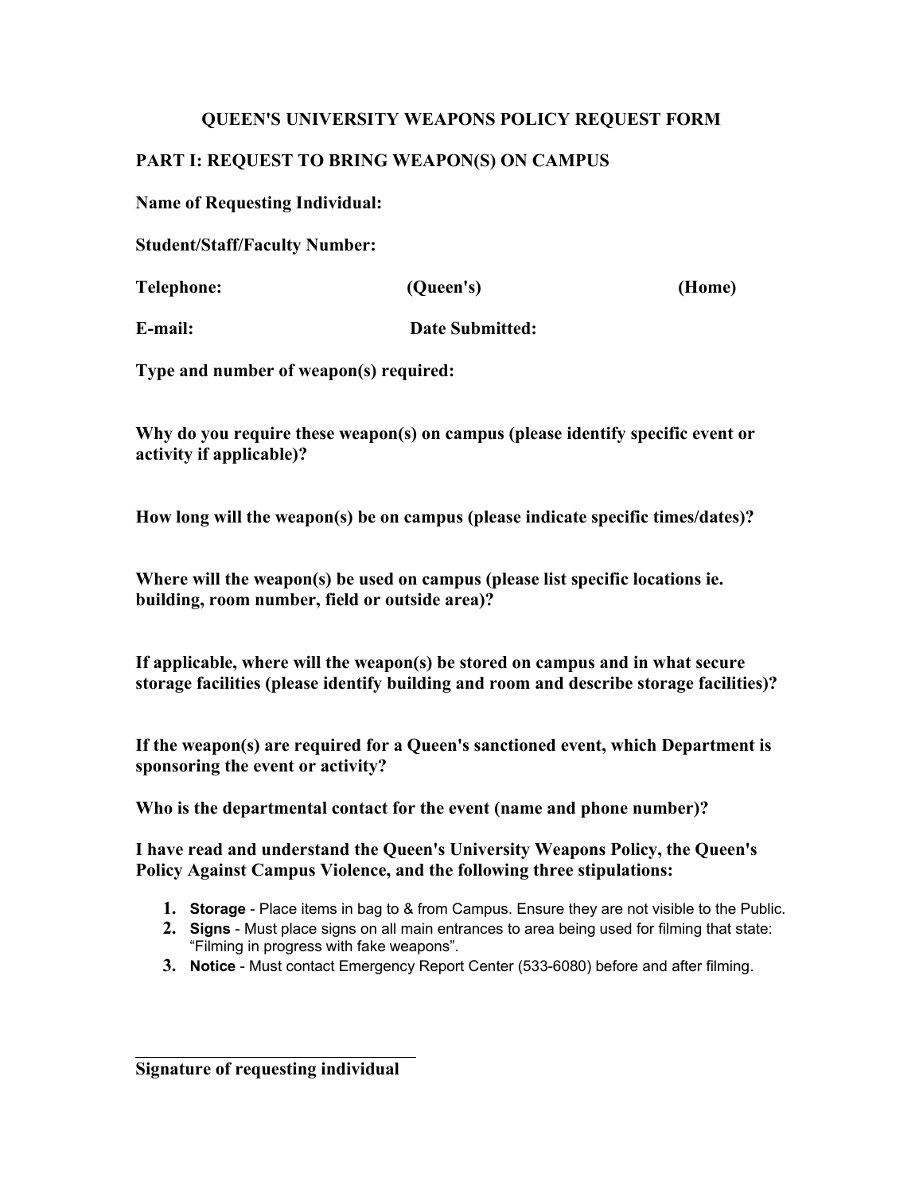# QUEEN'S UNIVERSITY WEAPONS POLICY REQUEST FORM

## PART I: REQUEST TO BRING WEAPON(S) ON CAMPUS

**Name of Requesting Individual:**

**Student/Staff/Faculty Number:**

**Telephone:** **(Queen's)** **(Home)**

**E-mail:** **Date Submitted:**

**Type and number of weapon(s) required:**

**Why do you require these weapon(s) on campus (please identify specific event or activity if applicable)?**

**How long will the weapon(s) be on campus (please indicate specific times/dates)?**

**Where will the weapon(s) be used on campus (please list specific locations ie. building, room number, field or outside area)?**

**If applicable, where will the weapon(s) be stored on campus and in what secure storage facilities (please identify building and room and describe storage facilities)?**

**If the weapon(s) are required for a Queen's sanctioned event, which Department is sponsoring the event or activity?**

**Who is the departmental contact for the event (name and phone number)?**

**I have read and understand the Queen's University Weapons Policy, the Queen's Policy Against Campus Violence, and the following three stipulations:**

1. **Storage** - Place items in bag to & from Campus. Ensure they are not visible to the Public.
2. **Signs** - Must place signs on all main entrances to area being used for filming that state: "Filming in progress with fake weapons".
3. **Notice** - Must contact Emergency Report Center (533-6080) before and after filming.

\_\_\_\_\_\_\_\_\_\_\_\_\_\_\_\_\_\_\_\_\_\_\_\_\_\_\_\_\_\_\_\_\_\_\_

**Signature of requesting individual**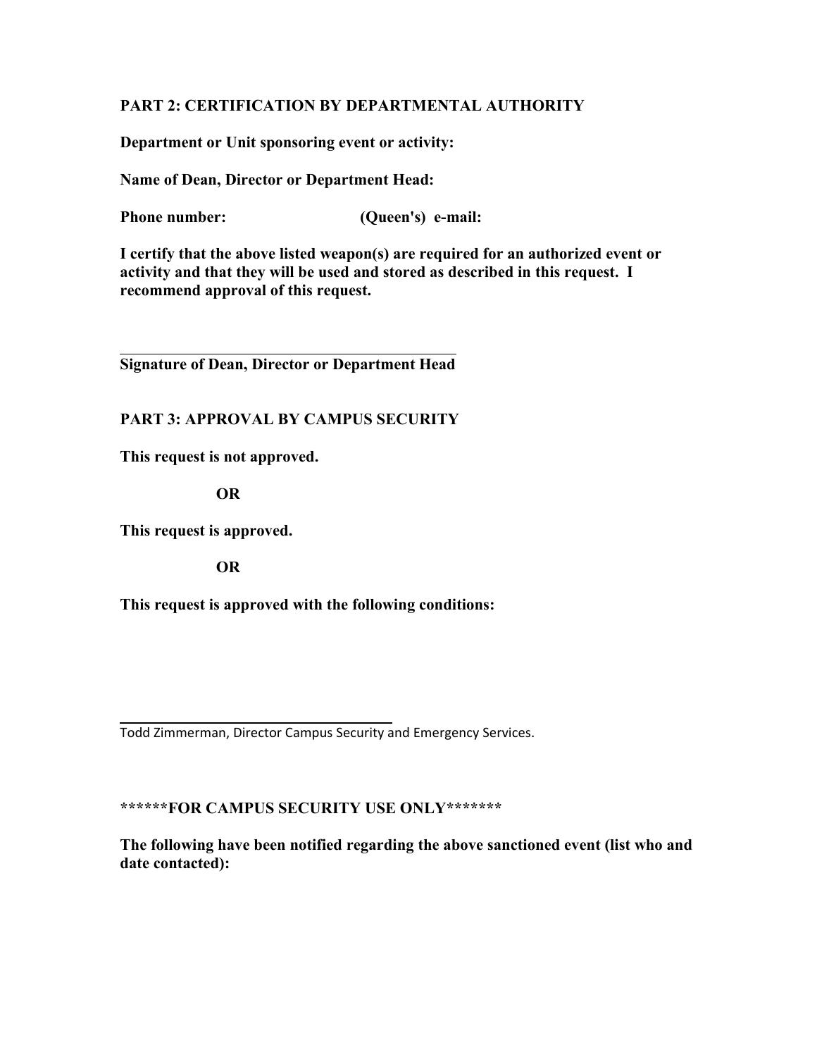## PART 2: CERTIFICATION BY DEPARTMENTAL AUTHORITY

**Department or Unit sponsoring event or activity:**

**Name of Dean, Director or Department Head:**

**Phone number:** **(Queen's) e-mail:**

**I certify that the above listed weapon(s) are required for an authorized event or activity and that they will be used and stored as described in this request. I recommend approval of this request.**

\_\_\_\_\_\_\_\_\_\_\_\_\_\_\_\_\_\_\_\_\_\_\_\_\_\_\_\_\_\_\_\_\_\_\_\_\_\_\_\_

**Signature of Dean, Director or Department Head**

## PART 3: APPROVAL BY CAMPUS SECURITY

**This request is not approved.**

**OR**

**This request is approved.**

**OR**

**This request is approved with the following conditions:**

\_\_\_\_\_\_\_\_\_\_\_\_\_\_\_\_\_\_\_\_\_\_\_\_\_\_\_\_\_\_\_\_\_\_\_\_\_\_\_\_

Todd Zimmerman, Director Campus Security and Emergency Services.

**\*\*\*\*\*\*FOR CAMPUS SECURITY USE ONLY\*\*\*\*\*\*\***

**The following have been notified regarding the above sanctioned event (list who and date contacted):**